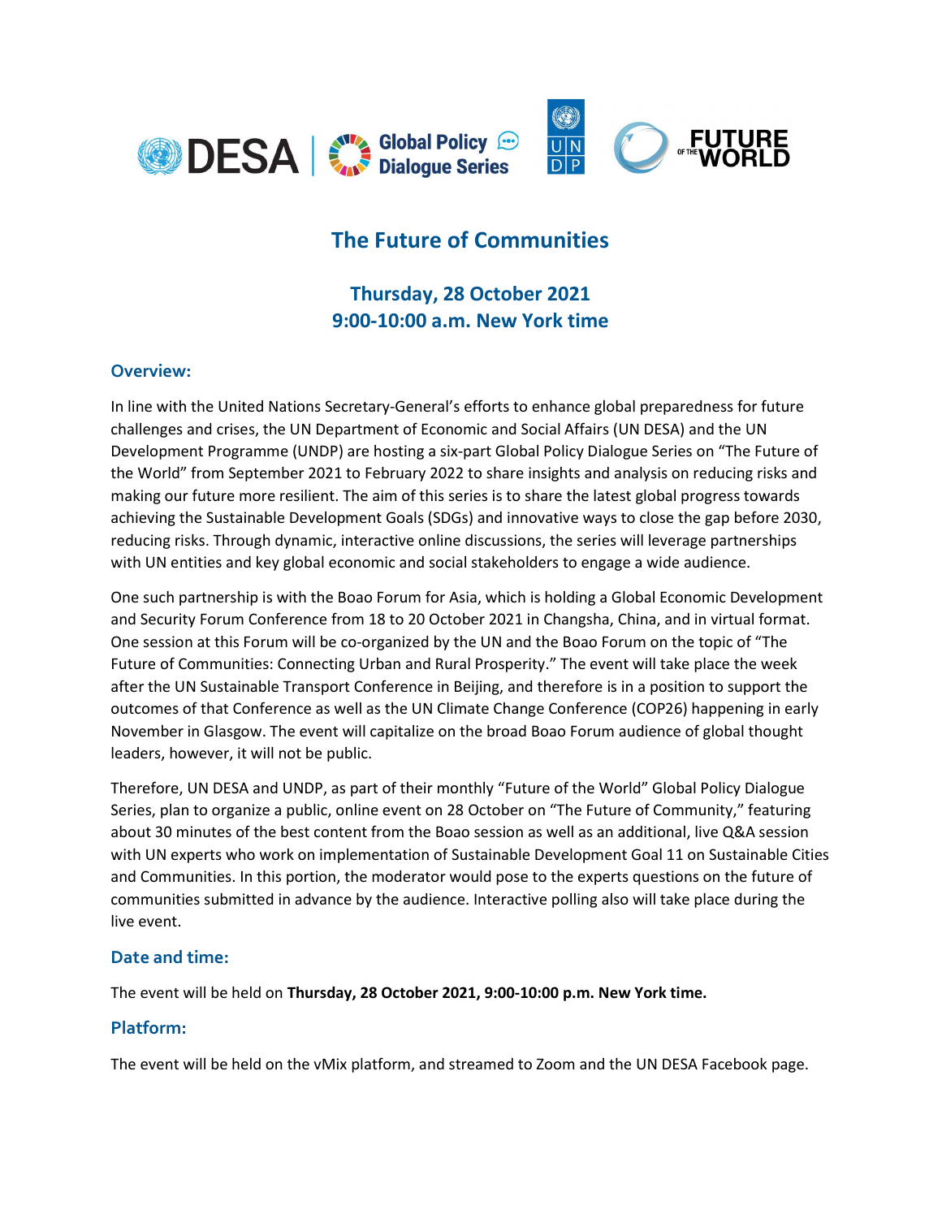# The Future of Communities

## Thursday, 28 October 2021
## 9:00-10:00 a.m. New York time

### Overview:

In line with the United Nations Secretary-General's efforts to enhance global preparedness for future challenges and crises, the UN Department of Economic and Social Affairs (UN DESA) and the UN Development Programme (UNDP) are hosting a six-part Global Policy Dialogue Series on "The Future of the World" from September 2021 to February 2022 to share insights and analysis on reducing risks and making our future more resilient. The aim of this series is to share the latest global progress towards achieving the Sustainable Development Goals (SDGs) and innovative ways to close the gap before 2030, reducing risks. Through dynamic, interactive online discussions, the series will leverage partnerships with UN entities and key global economic and social stakeholders to engage a wide audience.

One such partnership is with the Boao Forum for Asia, which is holding a Global Economic Development and Security Forum Conference from 18 to 20 October 2021 in Changsha, China, and in virtual format. One session at this Forum will be co-organized by the UN and the Boao Forum on the topic of "The Future of Communities: Connecting Urban and Rural Prosperity." The event will take place the week after the UN Sustainable Transport Conference in Beijing, and therefore is in a position to support the outcomes of that Conference as well as the UN Climate Change Conference (COP26) happening in early November in Glasgow. The event will capitalize on the broad Boao Forum audience of global thought leaders, however, it will not be public.

Therefore, UN DESA and UNDP, as part of their monthly "Future of the World" Global Policy Dialogue Series, plan to organize a public, online event on 28 October on "The Future of Community," featuring about 30 minutes of the best content from the Boao session as well as an additional, live Q&A session with UN experts who work on implementation of Sustainable Development Goal 11 on Sustainable Cities and Communities. In this portion, the moderator would pose to the experts questions on the future of communities submitted in advance by the audience. Interactive polling also will take place during the live event.

### Date and time:

The event will be held on **Thursday, 28 October 2021, 9:00-10:00 p.m. New York time.**

### Platform:

The event will be held on the vMix platform, and streamed to Zoom and the UN DESA Facebook page.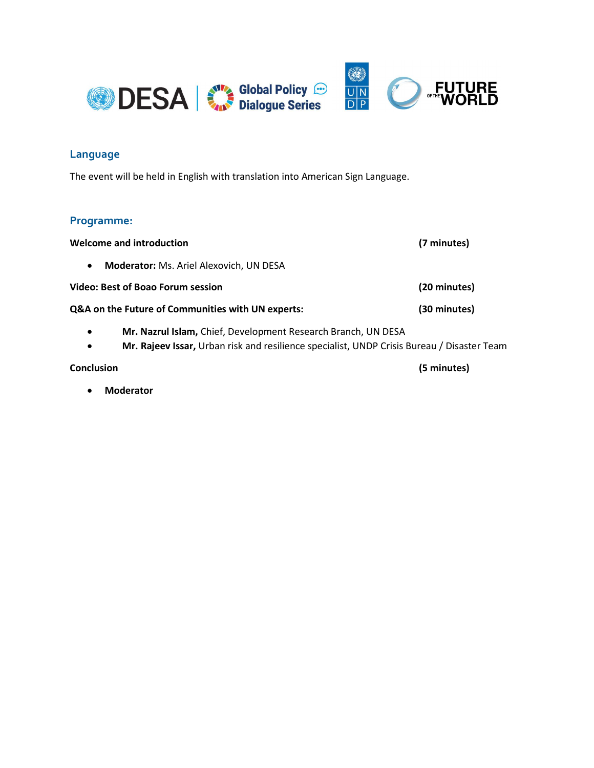## Language

The event will be held in English with translation into American Sign Language.

## Programme:

**Welcome and introduction** **(7 minutes)**

- **Moderator:** Ms. Ariel Alexovich, UN DESA

**Video: Best of Boao Forum session** **(20 minutes)**

**Q&A on the Future of Communities with UN experts:** **(30 minutes)**

- **Mr. Nazrul Islam,** Chief, Development Research Branch, UN DESA
- **Mr. Rajeev Issar,** Urban risk and resilience specialist, UNDP Crisis Bureau / Disaster Team

**Conclusion** **(5 minutes)**

- **Moderator**